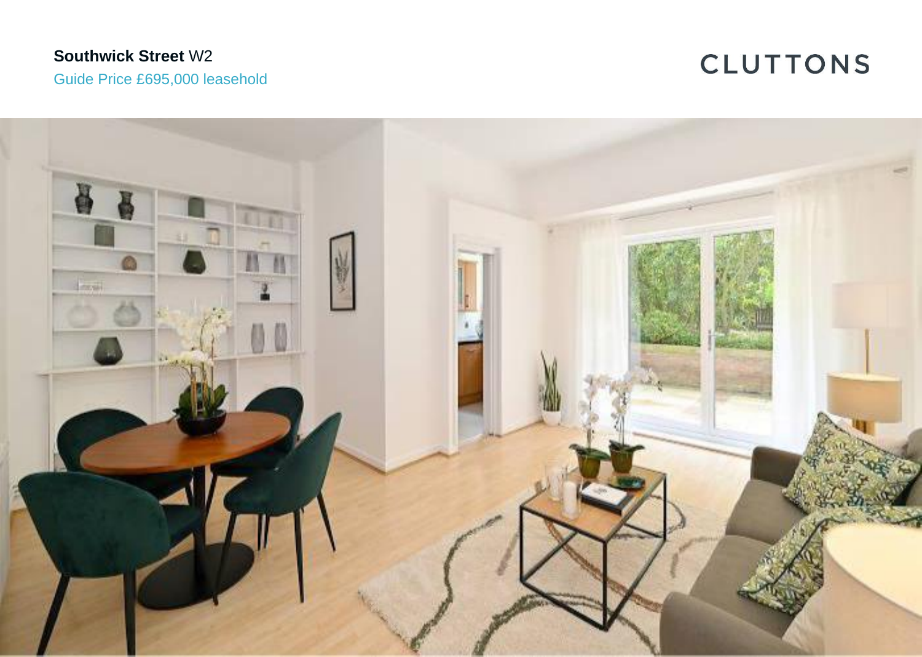**Southwick Street** W2

Guide Price £695,000 leasehold

CLUTTONS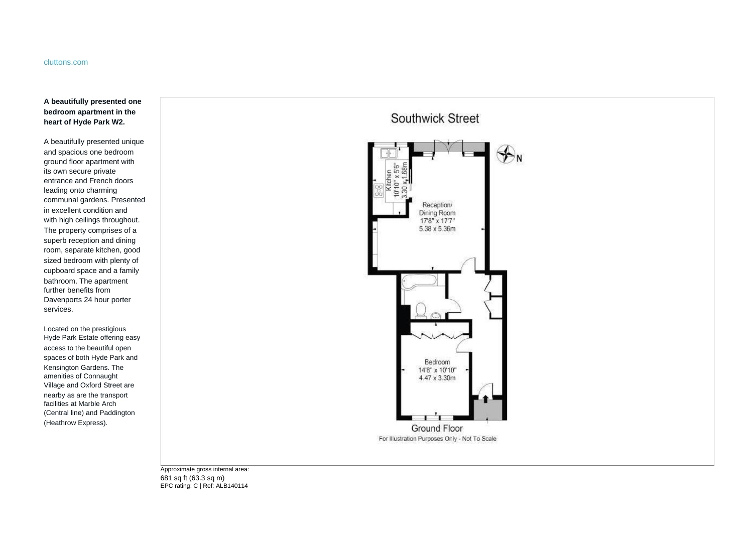cluttons.com

**A beautifully presented one bedroom apartment in the heart of Hyde Park W2.**

A beautifully presented unique and spacious one bedroom ground floor apartment with its own secure private entrance and French doors leading onto charming communal gardens. Presented in excellent condition and with high ceilings throughout. The property comprises of a superb reception and dining room, separate kitchen, good sized bedroom with plenty of cupboard space and a family bathroom. The apartment further benefits from Davenports 24 hour porter services.

Located on the prestigious Hyde Park Estate offering easy access to the beautiful open spaces of both Hyde Park and Kensington Gardens. The amenities of Connaught Village and Oxford Street are nearby as are the transport facilities at Marble Arch (Central line) and Paddington (Heathrow Express).

Southwick Street

Kitchen
10'10" x 5'6"
3.30 x 1.68m

Reception/
Dining Room
17'8" x 17'7"
5.38 x 5.36m

Bedroom
14'8" x 10'10"
4.47 x 3.30m

N

Ground Floor

For Illustration Purposes Only - Not To Scale

Approximate gross internal area:
681 sq ft (63.3 sq m)
EPC rating: C | Ref: ALB140114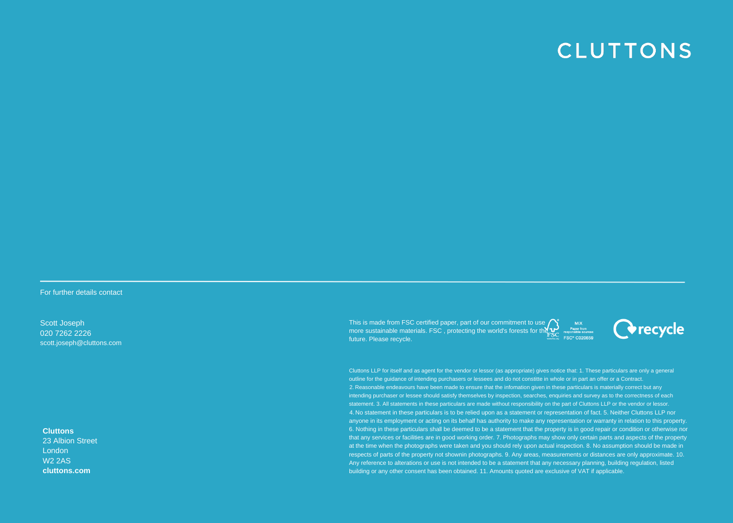# CLUTTONS

For further details contact

Scott Joseph
020 7262 2226
scott.joseph@cluttons.com

This is made from FSC certified paper, part of our commitment to use more sustainable materials. FSC , protecting the world's forests for the future. Please recycle.

MIX
Paper from responsible sources
FSC® C020659

recycle

Cluttons LLP for itself and as agent for the vendor or lessor (as appropriate) gives notice that: 1. These particulars are only a general outline for the guidance of intending purchasers or lessees and do not constitte in whole or in part an offer or a Contract. 2. Reasonable endeavours have been made to ensure that the infomation given in these particulars is materially correct but any intending purchaser or lessee should satisfy themselves by inspection, searches, enquiries and survey as to the correctness of each statement. 3. All statements in these particulars are made without responsibility on the part of Cluttons LLP or the vendor or lessor. 4. No statement in these particulars is to be relied upon as a statement or representation of fact. 5. Neither Cluttons LLP nor anyone in its employment or acting on its behalf has authority to make any representation or warranty in relation to this property. 6. Nothing in these particulars shall be deemed to be a statement that the property is in good repair or condition or otherwise nor that any services or facilities are in good working order. 7. Photographs may show only certain parts and aspects of the property at the time when the photographs were taken and you should rely upon actual inspection. 8. No assumption should be made in respects of parts of the property not shownin photographs. 9. Any areas, measurements or distances are only approximate. 10. Any reference to alterations or use is not intended to be a statement that any necessary planning, building regulation, listed building or any other consent has been obtained. 11. Amounts quoted are exclusive of VAT if applicable.

**Cluttons**
23 Albion Street
London
W2 2AS
**cluttons.com**